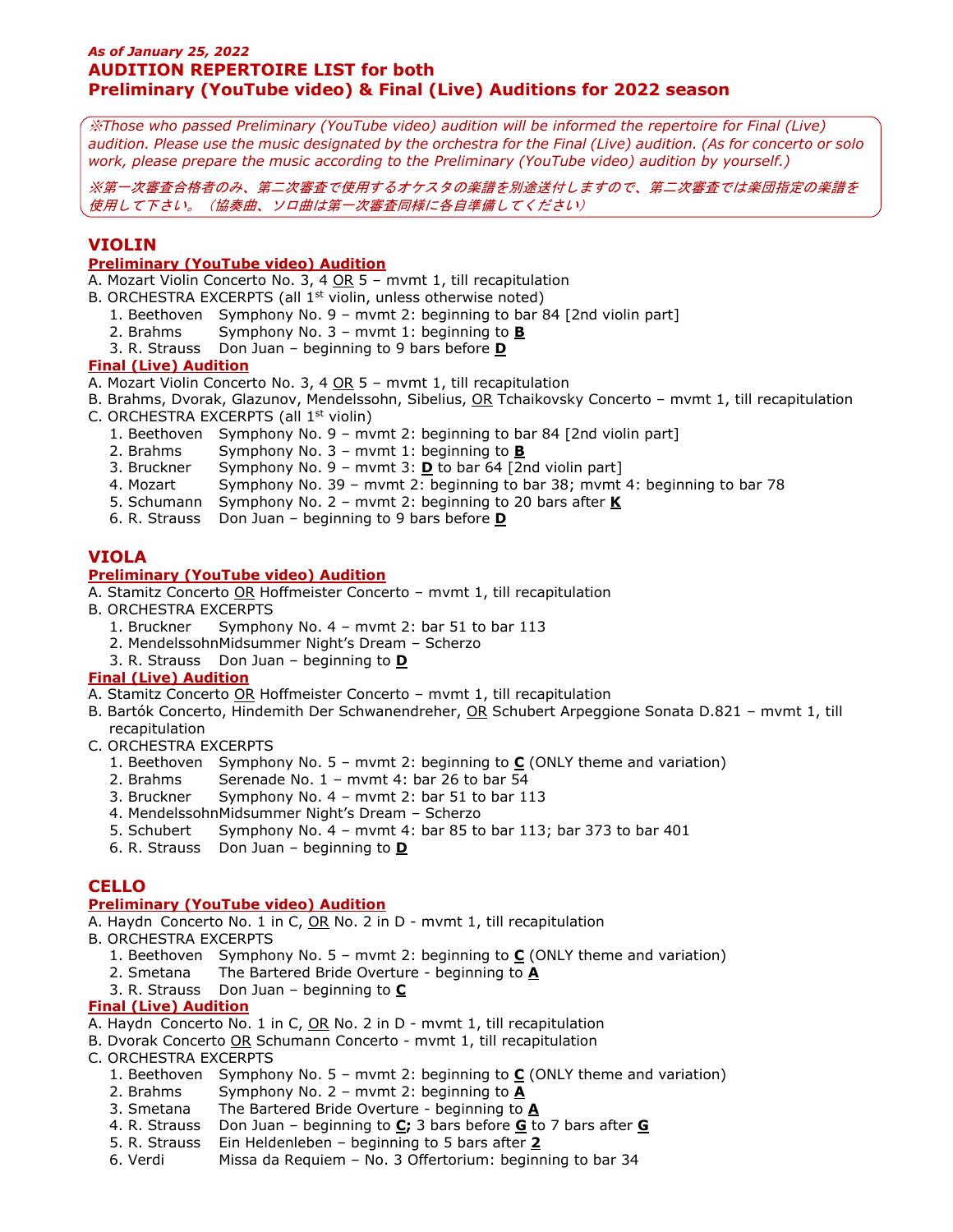***As of January 25, 2022***

**AUDITION REPERTOIRE LIST for both**
**Preliminary (YouTube video) & Final (Live) Auditions for 2022 season**

*※Those who passed Preliminary (YouTube video) audition will be informed the repertoire for Final (Live) audition. Please use the music designated by the orchestra for the Final (Live) audition. (As for concerto or solo work, please prepare the music according to the Preliminary (YouTube video) audition by yourself.)*

*※第一次審査合格者のみ、第二次審査で使用するオケスタの楽譜を別途送付しますので、第二次審査では楽団指定の楽譜を使用して下さい。（協奏曲、ソロ曲は第一次審査同様に各自準備してください）*

## VIOLIN

### Preliminary (YouTube video) Audition

A. Mozart Violin Concerto No. 3, 4 OR 5 – mvmt 1, till recapitulation

B. ORCHESTRA EXCERPTS (all 1st violin, unless otherwise noted)

1. Beethoven Symphony No. 9 – mvmt 2: beginning to bar 84 [2nd violin part]
2. Brahms Symphony No. 3 – mvmt 1: beginning to **B**
3. R. Strauss Don Juan – beginning to 9 bars before **D**

### Final (Live) Audition

A. Mozart Violin Concerto No. 3, 4 OR 5 – mvmt 1, till recapitulation

B. Brahms, Dvorak, Glazunov, Mendelssohn, Sibelius, OR Tchaikovsky Concerto – mvmt 1, till recapitulation

C. ORCHESTRA EXCERPTS (all 1st violin)

1. Beethoven Symphony No. 9 – mvmt 2: beginning to bar 84 [2nd violin part]
2. Brahms Symphony No. 3 – mvmt 1: beginning to **B**
3. Bruckner Symphony No. 9 – mvmt 3: **D** to bar 64 [2nd violin part]
4. Mozart Symphony No. 39 – mvmt 2: beginning to bar 38; mvmt 4: beginning to bar 78
5. Schumann Symphony No. 2 – mvmt 2: beginning to 20 bars after **K**
6. R. Strauss Don Juan – beginning to 9 bars before **D**

## VIOLA

### Preliminary (YouTube video) Audition

A. Stamitz Concerto OR Hoffmeister Concerto – mvmt 1, till recapitulation

B. ORCHESTRA EXCERPTS

1. Bruckner Symphony No. 4 – mvmt 2: bar 51 to bar 113
2. Mendelssohn Midsummer Night's Dream – Scherzo
3. R. Strauss Don Juan – beginning to **D**

### Final (Live) Audition

A. Stamitz Concerto OR Hoffmeister Concerto – mvmt 1, till recapitulation

B. Bartók Concerto, Hindemith Der Schwanendreher, OR Schubert Arpeggione Sonata D.821 – mvmt 1, till recapitulation

C. ORCHESTRA EXCERPTS

1. Beethoven Symphony No. 5 – mvmt 2: beginning to **C** (ONLY theme and variation)
2. Brahms Serenade No. 1 – mvmt 4: bar 26 to bar 54
3. Bruckner Symphony No. 4 – mvmt 2: bar 51 to bar 113
4. Mendelssohn Midsummer Night's Dream – Scherzo
5. Schubert Symphony No. 4 – mvmt 4: bar 85 to bar 113; bar 373 to bar 401
6. R. Strauss Don Juan – beginning to **D**

## CELLO

### Preliminary (YouTube video) Audition

A. Haydn Concerto No. 1 in C, OR No. 2 in D - mvmt 1, till recapitulation

B. ORCHESTRA EXCERPTS

1. Beethoven Symphony No. 5 – mvmt 2: beginning to **C** (ONLY theme and variation)
2. Smetana The Bartered Bride Overture - beginning to **A**
3. R. Strauss Don Juan – beginning to **C**

### Final (Live) Audition

A. Haydn Concerto No. 1 in C, OR No. 2 in D - mvmt 1, till recapitulation

B. Dvorak Concerto OR Schumann Concerto - mvmt 1, till recapitulation

C. ORCHESTRA EXCERPTS

1. Beethoven Symphony No. 5 – mvmt 2: beginning to **C** (ONLY theme and variation)
2. Brahms Symphony No. 2 – mvmt 2: beginning to **A**
3. Smetana The Bartered Bride Overture - beginning to **A**
4. R. Strauss Don Juan – beginning to **C;** 3 bars before **G** to 7 bars after **G**
5. R. Strauss Ein Heldenleben – beginning to 5 bars after **2**
6. Verdi Missa da Requiem – No. 3 Offertorium: beginning to bar 34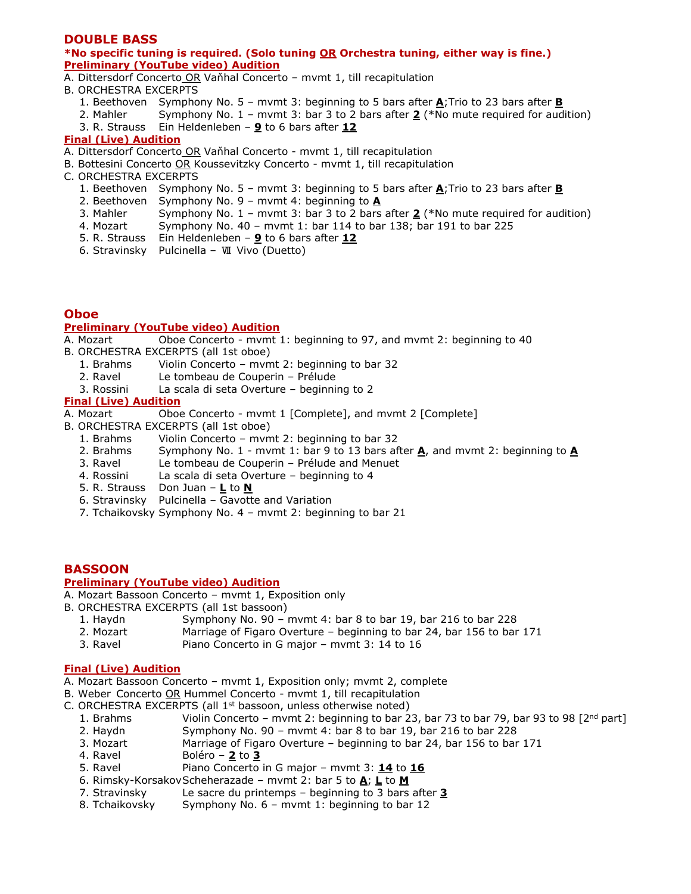## DOUBLE BASS

**\*No specific tuning is required. (Solo tuning OR Orchestra tuning, either way is fine.)**

**Preliminary (YouTube video) Audition**

A. Dittersdorf Concerto OR Vaňhal Concerto – mvmt 1, till recapitulation

B. ORCHESTRA EXCERPTS

1. Beethoven Symphony No. 5 – mvmt 3: beginning to 5 bars after **A**;Trio to 23 bars after **B**
2. Mahler Symphony No. 1 – mvmt 3: bar 3 to 2 bars after **2** (*No mute required for audition)
3. R. Strauss Ein Heldenleben – **9** to 6 bars after **12**

**Final (Live) Audition**

A. Dittersdorf Concerto OR Vaňhal Concerto - mvmt 1, till recapitulation

B. Bottesini Concerto OR Koussevitzky Concerto - mvmt 1, till recapitulation

C. ORCHESTRA EXCERPTS

1. Beethoven Symphony No. 5 – mvmt 3: beginning to 5 bars after **A**;Trio to 23 bars after **B**
2. Beethoven Symphony No. 9 – mvmt 4: beginning to **A**
3. Mahler Symphony No. 1 – mvmt 3: bar 3 to 2 bars after **2** (*No mute required for audition)
4. Mozart Symphony No. 40 – mvmt 1: bar 114 to bar 138; bar 191 to bar 225
5. R. Strauss Ein Heldenleben – **9** to 6 bars after **12**
6. Stravinsky Pulcinella – Ⅶ Vivo (Duetto)

## Oboe

**Preliminary (YouTube video) Audition**

A. Mozart Oboe Concerto - mvmt 1: beginning to 97, and mvmt 2: beginning to 40

B. ORCHESTRA EXCERPTS (all 1st oboe)

1. Brahms Violin Concerto – mvmt 2: beginning to bar 32
2. Ravel Le tombeau de Couperin – Prélude
3. Rossini La scala di seta Overture – beginning to 2

**Final (Live) Audition**

A. Mozart Oboe Concerto - mvmt 1 [Complete], and mvmt 2 [Complete]

B. ORCHESTRA EXCERPTS (all 1st oboe)

1. Brahms Violin Concerto – mvmt 2: beginning to bar 32
2. Brahms Symphony No. 1 - mvmt 1: bar 9 to 13 bars after **A**, and mvmt 2: beginning to **A**
3. Ravel Le tombeau de Couperin – Prélude and Menuet
4. Rossini La scala di seta Overture – beginning to 4
5. R. Strauss Don Juan – **L** to **N**
6. Stravinsky Pulcinella – Gavotte and Variation
7. Tchaikovsky Symphony No. 4 – mvmt 2: beginning to bar 21

## BASSOON

**Preliminary (YouTube video) Audition**

A. Mozart Bassoon Concerto – mvmt 1, Exposition only

B. ORCHESTRA EXCERPTS (all 1st bassoon)

1. Haydn Symphony No. 90 – mvmt 4: bar 8 to bar 19, bar 216 to bar 228
2. Mozart Marriage of Figaro Overture – beginning to bar 24, bar 156 to bar 171
3. Ravel Piano Concerto in G major – mvmt 3: 14 to 16

**Final (Live) Audition**

A. Mozart Bassoon Concerto – mvmt 1, Exposition only; mvmt 2, complete

B. Weber Concerto OR Hummel Concerto - mvmt 1, till recapitulation

C. ORCHESTRA EXCERPTS (all 1st bassoon, unless otherwise noted)

1. Brahms Violin Concerto – mvmt 2: beginning to bar 23, bar 73 to bar 79, bar 93 to 98 [2nd part]
2. Haydn Symphony No. 90 – mvmt 4: bar 8 to bar 19, bar 216 to bar 228
3. Mozart Marriage of Figaro Overture – beginning to bar 24, bar 156 to bar 171
4. Ravel Boléro – **2** to **3**
5. Ravel Piano Concerto in G major – mvmt 3: **14** to **16**
6. Rimsky-Korsakov Scheherazade – mvmt 2: bar 5 to **A**; **L** to **M**
7. Stravinsky Le sacre du printemps – beginning to 3 bars after **3**
8. Tchaikovsky Symphony No. 6 – mvmt 1: beginning to bar 12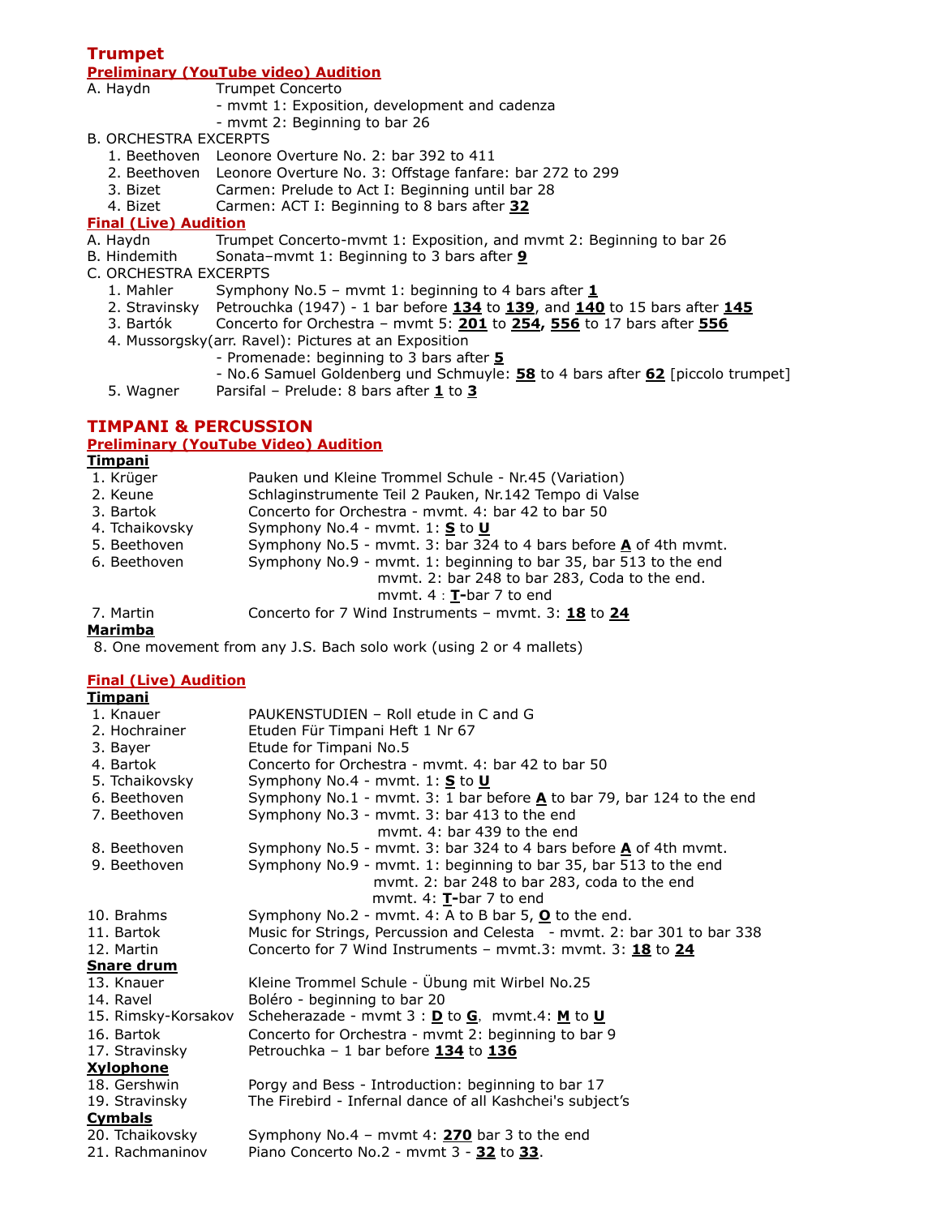## Trumpet

### Preliminary (YouTube video) Audition

A. Haydn Trumpet Concerto
- mvmt 1: Exposition, development and cadenza
- mvmt 2: Beginning to bar 26

B. ORCHESTRA EXCERPTS
1. Beethoven Leonore Overture No. 2: bar 392 to 411
2. Beethoven Leonore Overture No. 3: Offstage fanfare: bar 272 to 299
3. Bizet Carmen: Prelude to Act I: Beginning until bar 28
4. Bizet Carmen: ACT I: Beginning to 8 bars after **32**

### Final (Live) Audition

A. Haydn Trumpet Concerto-mvmt 1: Exposition, and mvmt 2: Beginning to bar 26

B. Hindemith Sonata–mvmt 1: Beginning to 3 bars after **9**

C. ORCHESTRA EXCERPTS
1. Mahler Symphony No.5 – mvmt 1: beginning to 4 bars after **1**
2. Stravinsky Petrouchka (1947) - 1 bar before **134** to **139**, and **140** to 15 bars after **145**
3. Bartók Concerto for Orchestra – mvmt 5: **201** to **254**, **556** to 17 bars after **556**
4. Mussorgsky(arr. Ravel): Pictures at an Exposition
   - Promenade: beginning to 3 bars after **5**
   - No.6 Samuel Goldenberg und Schmuyle: **58** to 4 bars after **62** [piccolo trumpet]
5. Wagner Parsifal – Prelude: 8 bars after **1** to **3**

## TIMPANI & PERCUSSION

### Preliminary (YouTube Video) Audition

**Timpani**
1. Krüger Pauken und Kleine Trommel Schule - Nr.45 (Variation)
2. Keune Schlaginstrumente Teil 2 Pauken, Nr.142 Tempo di Valse
3. Bartok Concerto for Orchestra - mvmt. 4: bar 42 to bar 50
4. Tchaikovsky Symphony No.4 - mvmt. 1: **S** to **U**
5. Beethoven Symphony No.5 - mvmt. 3: bar 324 to 4 bars before **A** of 4th mvmt.
6. Beethoven Symphony No.9 - mvmt. 1: beginning to bar 35, bar 513 to the end
   mvmt. 2: bar 248 to bar 283, Coda to the end.
   mvmt. 4 : **T-**bar 7 to end
7. Martin Concerto for 7 Wind Instruments – mvmt. 3: **18** to **24**

**Marimba**

8. One movement from any J.S. Bach solo work (using 2 or 4 mallets)

### Final (Live) Audition

**Timpani**
1. Knauer PAUKENSTUDIEN – Roll etude in C and G
2. Hochrainer Etuden Für Timpani Heft 1 Nr 67
3. Bayer Etude for Timpani No.5
4. Bartok Concerto for Orchestra - mvmt. 4: bar 42 to bar 50
5. Tchaikovsky Symphony No.4 - mvmt. 1: **S** to **U**
6. Beethoven Symphony No.1 - mvmt. 3: 1 bar before **A** to bar 79, bar 124 to the end
7. Beethoven Symphony No.3 - mvmt. 3: bar 413 to the end
   mvmt. 4: bar 439 to the end
8. Beethoven Symphony No.5 - mvmt. 3: bar 324 to 4 bars before **A** of 4th mvmt.
9. Beethoven Symphony No.9 - mvmt. 1: beginning to bar 35, bar 513 to the end
   mvmt. 2: bar 248 to bar 283, coda to the end
   mvmt. 4: **T-**bar 7 to end
10. Brahms Symphony No.2 - mvmt. 4: A to B bar 5, **O** to the end.
11. Bartok Music for Strings, Percussion and Celesta - mvmt. 2: bar 301 to bar 338
12. Martin Concerto for 7 Wind Instruments – mvmt.3: mvmt. 3: **18** to **24**

**Snare drum**

13. Knauer Kleine Trommel Schule - Übung mit Wirbel No.25
14. Ravel Boléro - beginning to bar 20
15. Rimsky-Korsakov Scheherazade - mvmt 3 : **D** to **G**, mvmt.4: **M** to **U**
16. Bartok Concerto for Orchestra - mvmt 2: beginning to bar 9
17. Stravinsky Petrouchka – 1 bar before **134** to **136**

**Xylophone**

18. Gershwin Porgy and Bess - Introduction: beginning to bar 17
19. Stravinsky The Firebird - Infernal dance of all Kashchei's subject's

**Cymbals**

20. Tchaikovsky Symphony No.4 – mvmt 4: **270** bar 3 to the end
21. Rachmaninov Piano Concerto No.2 - mvmt 3 - **32** to **33**.